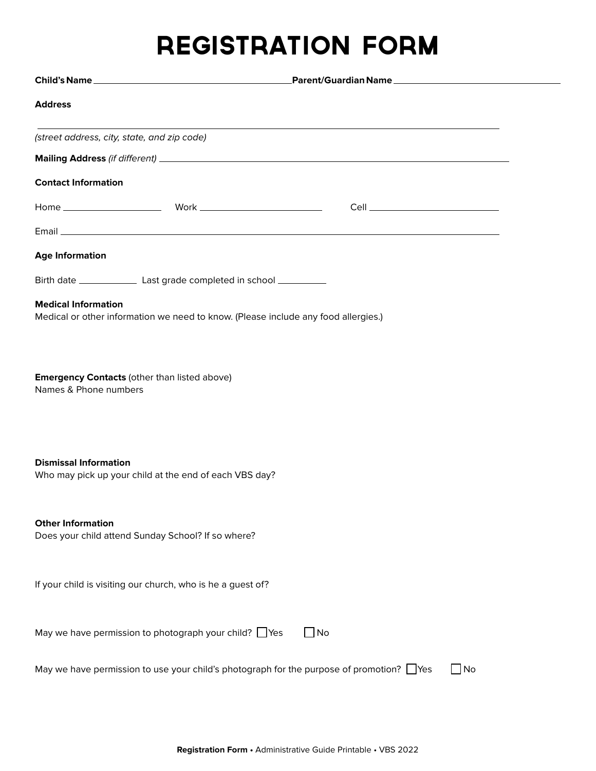# REGISTRATION FORM

**Child's Name** ______________________________ **Parent/Guardian Name** ______________________________

**Address**

______________________________________________________________________

*(street address, city, state, and zip code)*

**Mailing Address** *(if different)* ______________________________________________

**Contact Information**

Home ________________ Work ____________________ Cell ____________________

Email ______________________________________________________________________

**Age Information**

Birth date __________ Last grade completed in school ________

**Medical Information**
Medical or other information we need to know. (Please include any food allergies.)

**Emergency Contacts** (other than listed above)
Names & Phone numbers

**Dismissal Information**
Who may pick up your child at the end of each VBS day?

**Other Information**
Does your child attend Sunday School? If so where?

If your child is visiting our church, who is he a guest of?

May we have permission to photograph your child? ☐ Yes ☐ No

May we have permission to use your child's photograph for the purpose of promotion? ☐ Yes ☐ No

**Registration Form** • Administrative Guide Printable • VBS 2022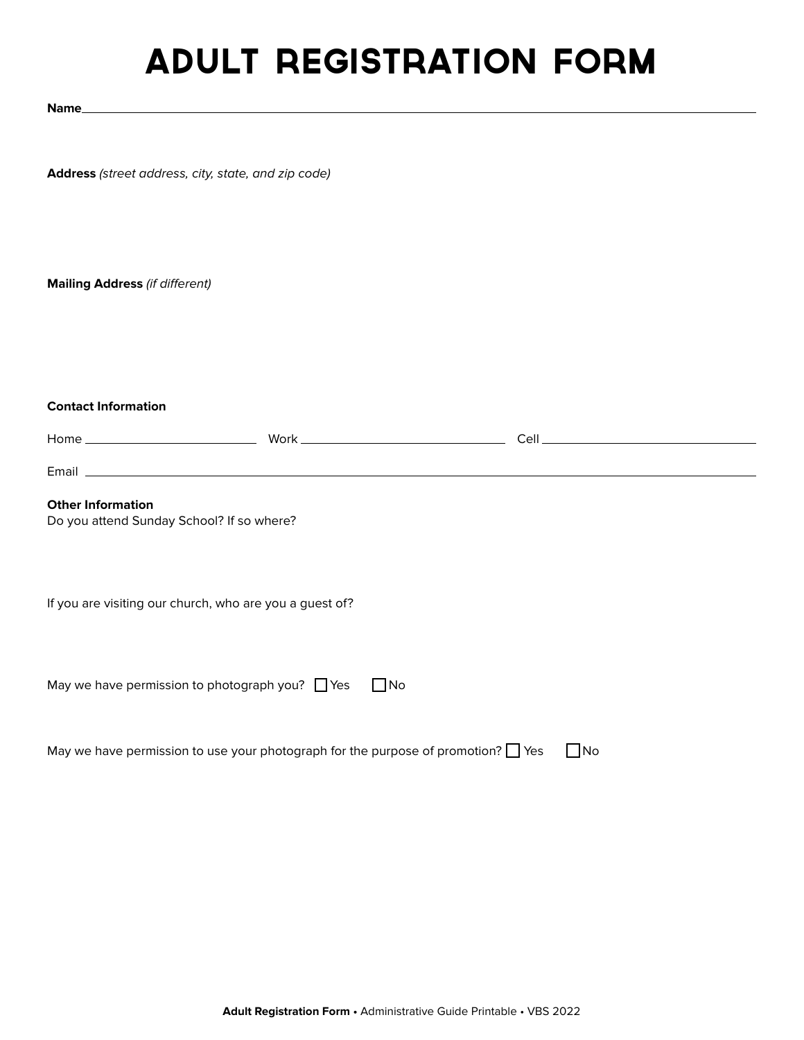# ADULT REGISTRATION FORM

**Name** ______________________________________________________________

**Address** *(street address, city, state, and zip code)*

**Mailing Address** *(if different)*

**Contact Information**

Home ____________________ Work ________________________ Cell ________________________

Email ______________________________________________________________

**Other Information**
Do you attend Sunday School? If so where?

If you are visiting our church, who are you a guest of?

May we have permission to photograph you? ☐ Yes ☐ No

May we have permission to use your photograph for the purpose of promotion? ☐ Yes ☐ No

**Adult Registration Form** • Administrative Guide Printable • VBS 2022